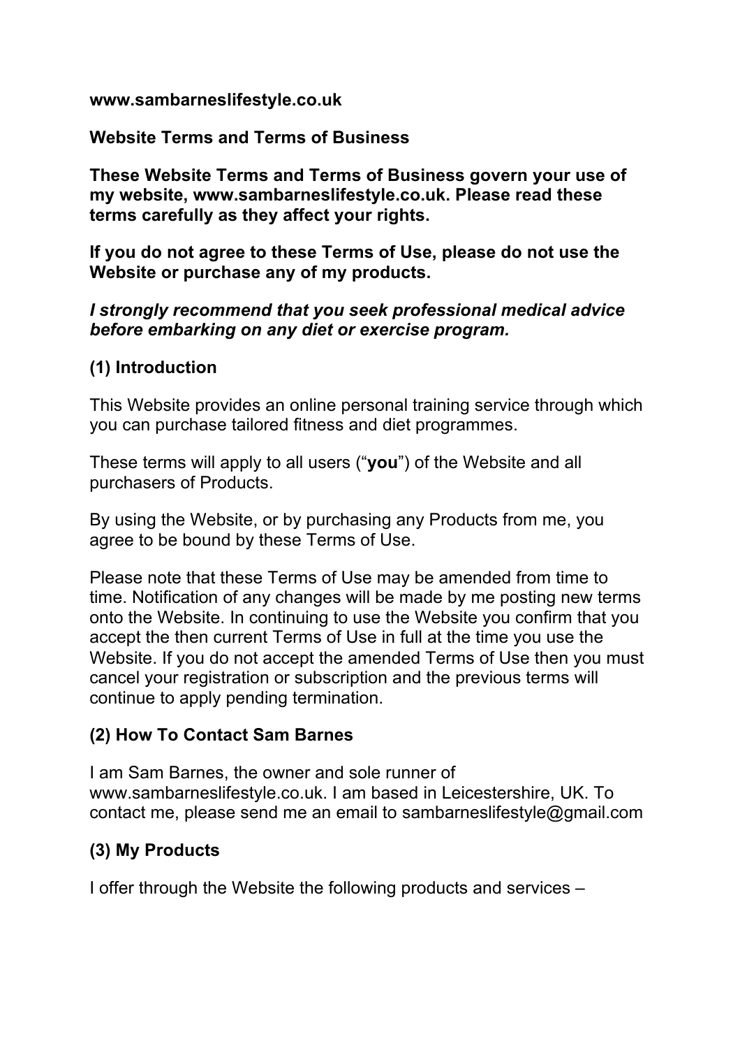**www.sambarneslifestyle.co.uk**

# Website Terms and Terms of Business

**These Website Terms and Terms of Business govern your use of my website, www.sambarneslifestyle.co.uk. Please read these terms carefully as they affect your rights.**

**If you do not agree to these Terms of Use, please do not use the Website or purchase any of my products.**

***I strongly recommend that you seek professional medical advice before embarking on any diet or exercise program.***

## (1) Introduction

This Website provides an online personal training service through which you can purchase tailored fitness and diet programmes.

These terms will apply to all users ("**you**") of the Website and all purchasers of Products.

By using the Website, or by purchasing any Products from me, you agree to be bound by these Terms of Use.

Please note that these Terms of Use may be amended from time to time. Notification of any changes will be made by me posting new terms onto the Website. In continuing to use the Website you confirm that you accept the then current Terms of Use in full at the time you use the Website. If you do not accept the amended Terms of Use then you must cancel your registration or subscription and the previous terms will continue to apply pending termination.

## (2) How To Contact Sam Barnes

I am Sam Barnes, the owner and sole runner of www.sambarneslifestyle.co.uk. I am based in Leicestershire, UK. To contact me, please send me an email to sambarneslifestyle@gmail.com

## (3) My Products

I offer through the Website the following products and services –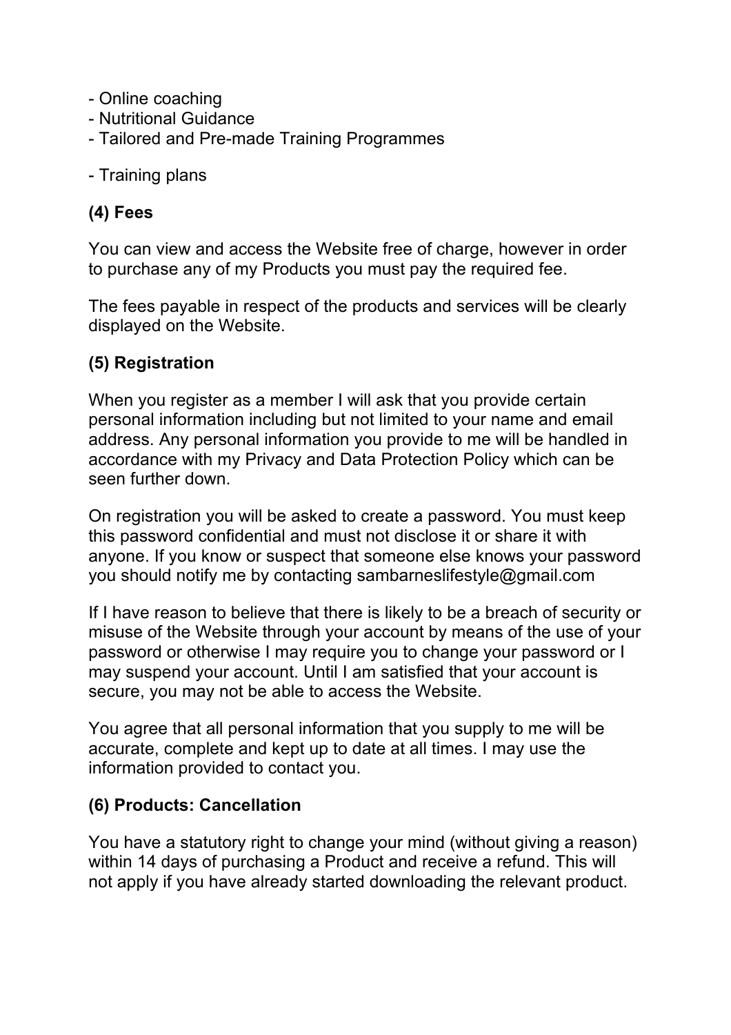- Online coaching
- Nutritional Guidance
- Tailored and Pre-made Training Programmes

- Training plans

**(4) Fees**

You can view and access the Website free of charge, however in order to purchase any of my Products you must pay the required fee.

The fees payable in respect of the products and services will be clearly displayed on the Website.

**(5) Registration**

When you register as a member I will ask that you provide certain personal information including but not limited to your name and email address. Any personal information you provide to me will be handled in accordance with my Privacy and Data Protection Policy which can be seen further down.

On registration you will be asked to create a password. You must keep this password confidential and must not disclose it or share it with anyone. If you know or suspect that someone else knows your password you should notify me by contacting sambarneslifestyle@gmail.com

If I have reason to believe that there is likely to be a breach of security or misuse of the Website through your account by means of the use of your password or otherwise I may require you to change your password or I may suspend your account. Until I am satisfied that your account is secure, you may not be able to access the Website.

You agree that all personal information that you supply to me will be accurate, complete and kept up to date at all times. I may use the information provided to contact you.

**(6) Products: Cancellation**

You have a statutory right to change your mind (without giving a reason) within 14 days of purchasing a Product and receive a refund. This will not apply if you have already started downloading the relevant product.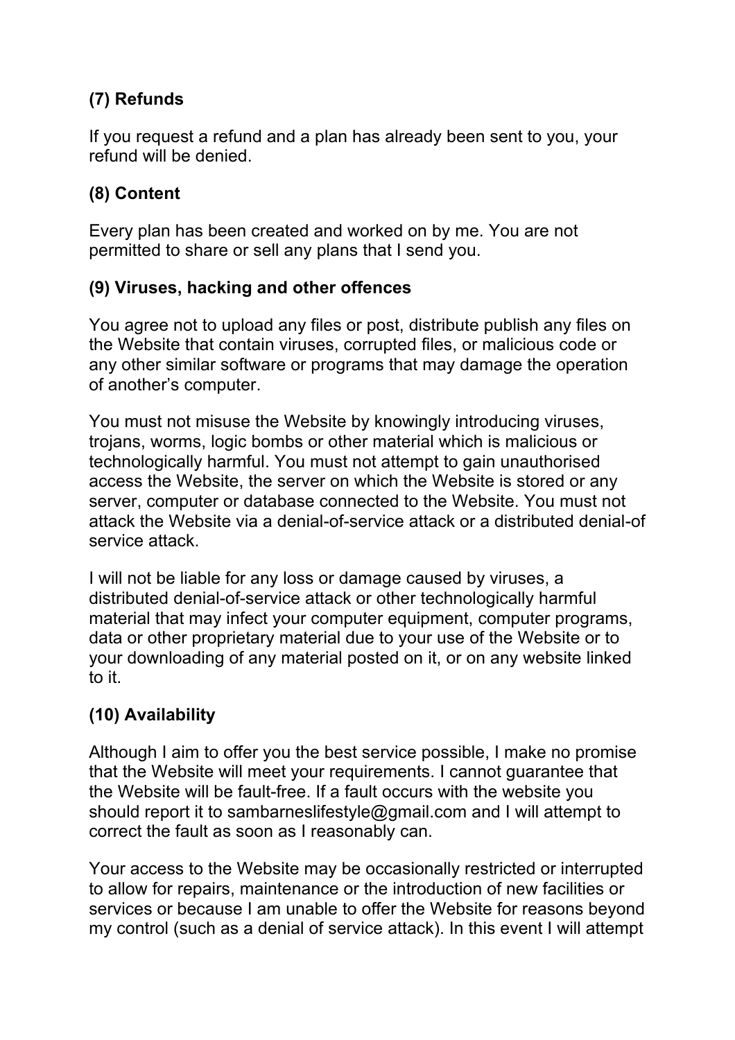### (7) Refunds

If you request a refund and a plan has already been sent to you, your refund will be denied.

### (8) Content

Every plan has been created and worked on by me. You are not permitted to share or sell any plans that I send you.

### (9) Viruses, hacking and other offences

You agree not to upload any files or post, distribute publish any files on the Website that contain viruses, corrupted files, or malicious code or any other similar software or programs that may damage the operation of another's computer.

You must not misuse the Website by knowingly introducing viruses, trojans, worms, logic bombs or other material which is malicious or technologically harmful. You must not attempt to gain unauthorised access the Website, the server on which the Website is stored or any server, computer or database connected to the Website. You must not attack the Website via a denial-of-service attack or a distributed denial-of service attack.

I will not be liable for any loss or damage caused by viruses, a distributed denial-of-service attack or other technologically harmful material that may infect your computer equipment, computer programs, data or other proprietary material due to your use of the Website or to your downloading of any material posted on it, or on any website linked to it.

### (10) Availability

Although I aim to offer you the best service possible, I make no promise that the Website will meet your requirements. I cannot guarantee that the Website will be fault-free. If a fault occurs with the website you should report it to sambarneslifestyle@gmail.com and I will attempt to correct the fault as soon as I reasonably can.

Your access to the Website may be occasionally restricted or interrupted to allow for repairs, maintenance or the introduction of new facilities or services or because I am unable to offer the Website for reasons beyond my control (such as a denial of service attack). In this event I will attempt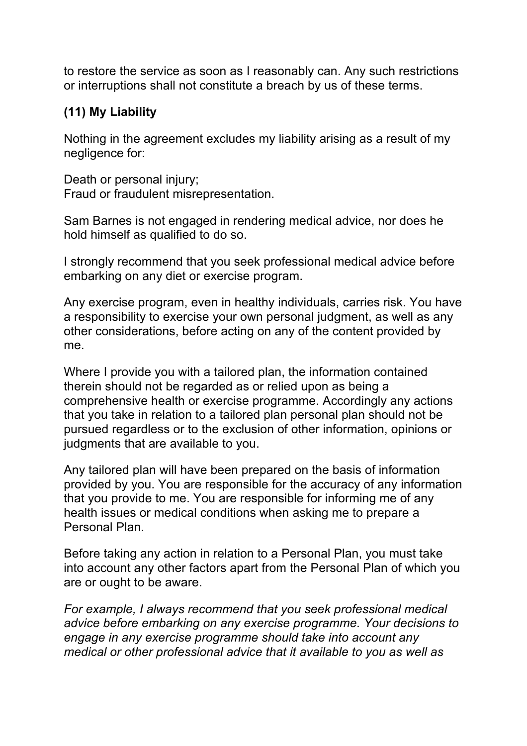to restore the service as soon as I reasonably can. Any such restrictions or interruptions shall not constitute a breach by us of these terms.

**(11) My Liability**

Nothing in the agreement excludes my liability arising as a result of my negligence for:

Death or personal injury;
Fraud or fraudulent misrepresentation.

Sam Barnes is not engaged in rendering medical advice, nor does he hold himself as qualified to do so.

I strongly recommend that you seek professional medical advice before embarking on any diet or exercise program.

Any exercise program, even in healthy individuals, carries risk. You have a responsibility to exercise your own personal judgment, as well as any other considerations, before acting on any of the content provided by me.

Where I provide you with a tailored plan, the information contained therein should not be regarded as or relied upon as being a comprehensive health or exercise programme. Accordingly any actions that you take in relation to a tailored plan personal plan should not be pursued regardless or to the exclusion of other information, opinions or judgments that are available to you.

Any tailored plan will have been prepared on the basis of information provided by you. You are responsible for the accuracy of any information that you provide to me. You are responsible for informing me of any health issues or medical conditions when asking me to prepare a Personal Plan.

Before taking any action in relation to a Personal Plan, you must take into account any other factors apart from the Personal Plan of which you are or ought to be aware.

*For example, I always recommend that you seek professional medical advice before embarking on any exercise programme. Your decisions to engage in any exercise programme should take into account any medical or other professional advice that it available to you as well as*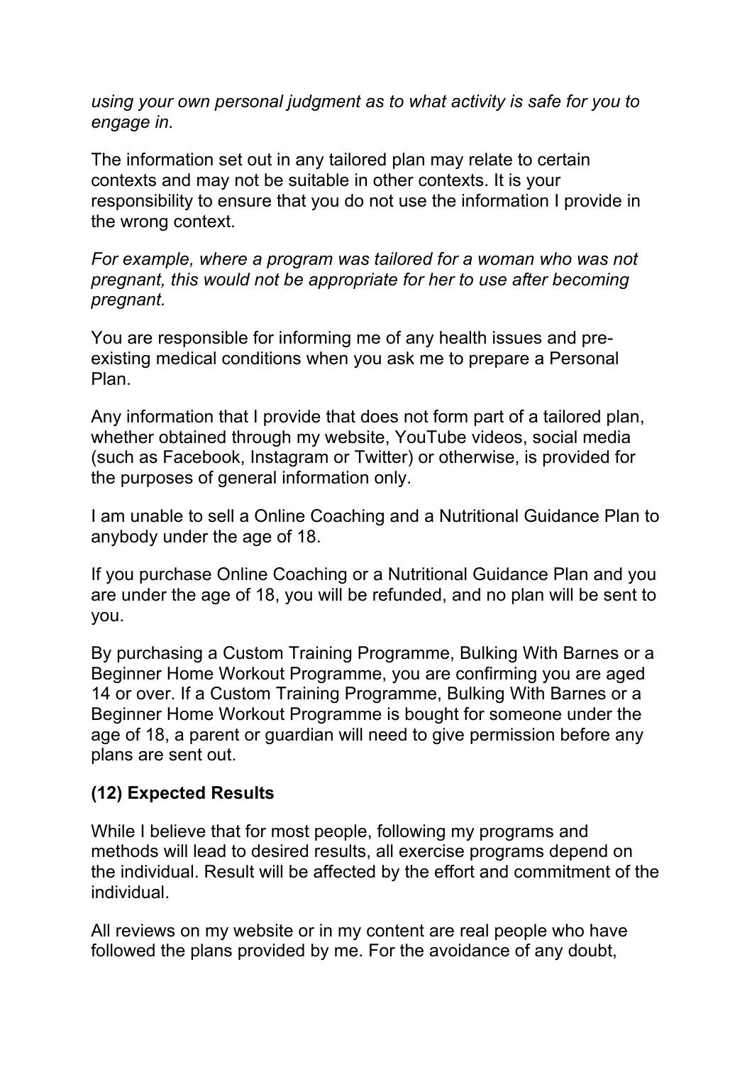*using your own personal judgment as to what activity is safe for you to engage in.*

The information set out in any tailored plan may relate to certain contexts and may not be suitable in other contexts. It is your responsibility to ensure that you do not use the information I provide in the wrong context.

*For example, where a program was tailored for a woman who was not pregnant, this would not be appropriate for her to use after becoming pregnant.*

You are responsible for informing me of any health issues and pre-existing medical conditions when you ask me to prepare a Personal Plan.

Any information that I provide that does not form part of a tailored plan, whether obtained through my website, YouTube videos, social media (such as Facebook, Instagram or Twitter) or otherwise, is provided for the purposes of general information only.

I am unable to sell a Online Coaching and a Nutritional Guidance Plan to anybody under the age of 18.

If you purchase Online Coaching or a Nutritional Guidance Plan and you are under the age of 18, you will be refunded, and no plan will be sent to you.

By purchasing a Custom Training Programme, Bulking With Barnes or a Beginner Home Workout Programme, you are confirming you are aged 14 or over. If a Custom Training Programme, Bulking With Barnes or a Beginner Home Workout Programme is bought for someone under the age of 18, a parent or guardian will need to give permission before any plans are sent out.

### (12) Expected Results

While I believe that for most people, following my programs and methods will lead to desired results, all exercise programs depend on the individual. Result will be affected by the effort and commitment of the individual.

All reviews on my website or in my content are real people who have followed the plans provided by me. For the avoidance of any doubt,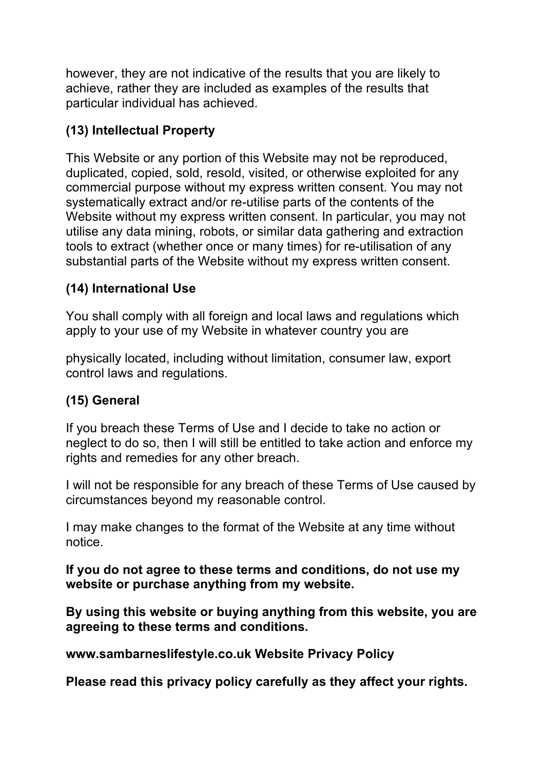however, they are not indicative of the results that you are likely to achieve, rather they are included as examples of the results that particular individual has achieved.

**(13) Intellectual Property**

This Website or any portion of this Website may not be reproduced, duplicated, copied, sold, resold, visited, or otherwise exploited for any commercial purpose without my express written consent. You may not systematically extract and/or re-utilise parts of the contents of the Website without my express written consent. In particular, you may not utilise any data mining, robots, or similar data gathering and extraction tools to extract (whether once or many times) for re-utilisation of any substantial parts of the Website without my express written consent.

**(14) International Use**

You shall comply with all foreign and local laws and regulations which apply to your use of my Website in whatever country you are

physically located, including without limitation, consumer law, export control laws and regulations.

**(15) General**

If you breach these Terms of Use and I decide to take no action or neglect to do so, then I will still be entitled to take action and enforce my rights and remedies for any other breach.

I will not be responsible for any breach of these Terms of Use caused by circumstances beyond my reasonable control.

I may make changes to the format of the Website at any time without notice.

**If you do not agree to these terms and conditions, do not use my website or purchase anything from my website.**

**By using this website or buying anything from this website, you are agreeing to these terms and conditions.**

**www.sambarneslifestyle.co.uk Website Privacy Policy**

**Please read this privacy policy carefully as they affect your rights.**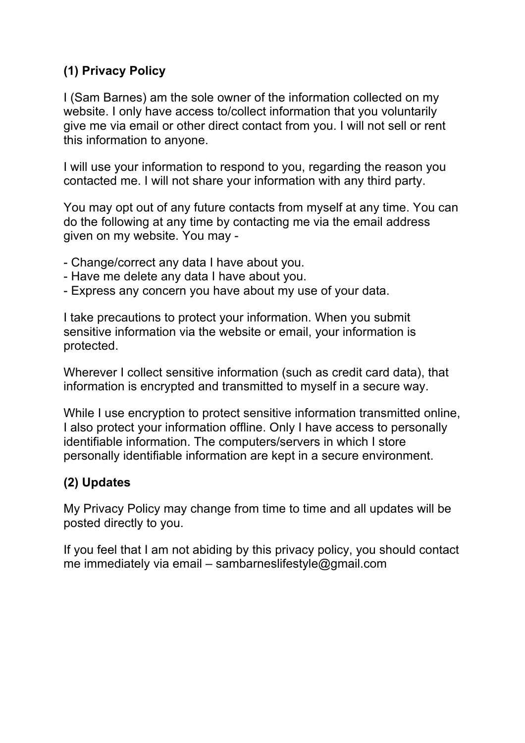## (1) Privacy Policy

I (Sam Barnes) am the sole owner of the information collected on my website. I only have access to/collect information that you voluntarily give me via email or other direct contact from you. I will not sell or rent this information to anyone.

I will use your information to respond to you, regarding the reason you contacted me. I will not share your information with any third party.

You may opt out of any future contacts from myself at any time. You can do the following at any time by contacting me via the email address given on my website. You may -

- Change/correct any data I have about you.
- Have me delete any data I have about you.
- Express any concern you have about my use of your data.

I take precautions to protect your information. When you submit sensitive information via the website or email, your information is protected.

Wherever I collect sensitive information (such as credit card data), that information is encrypted and transmitted to myself in a secure way.

While I use encryption to protect sensitive information transmitted online, I also protect your information offline. Only I have access to personally identifiable information. The computers/servers in which I store personally identifiable information are kept in a secure environment.

## (2) Updates

My Privacy Policy may change from time to time and all updates will be posted directly to you.

If you feel that I am not abiding by this privacy policy, you should contact me immediately via email – sambarneslifestyle@gmail.com